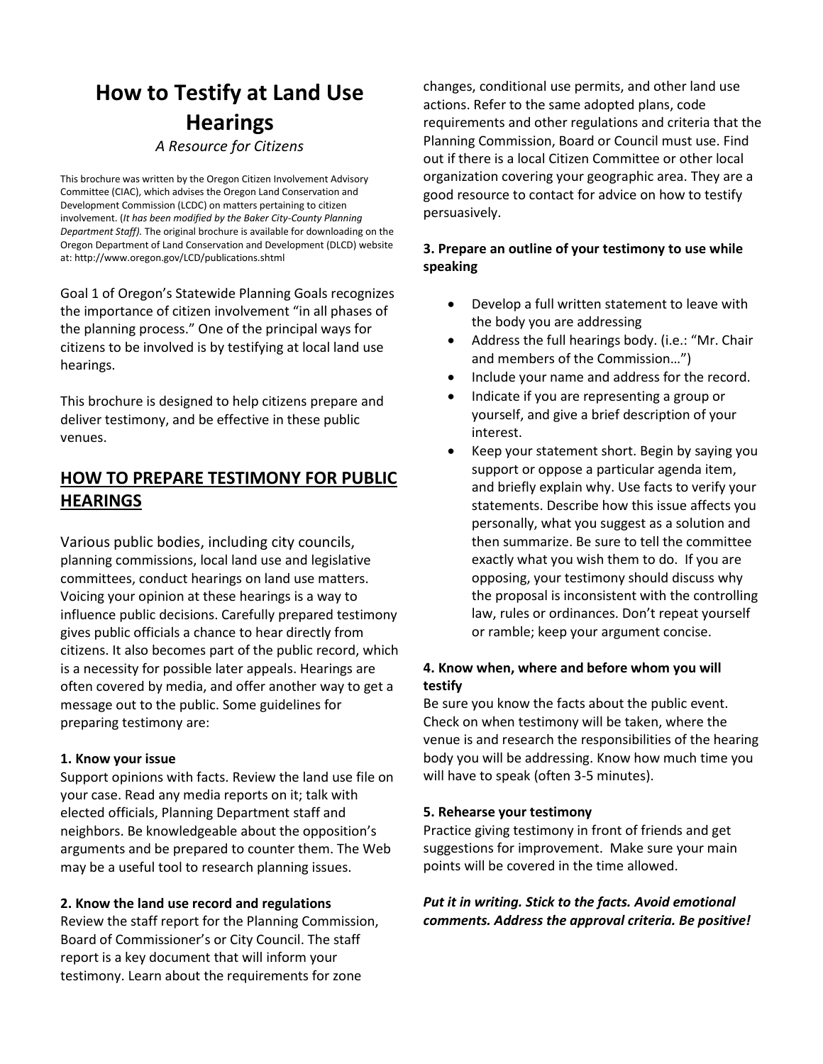# How to Testify at Land Use Hearings

*A Resource for Citizens*

This brochure was written by the Oregon Citizen Involvement Advisory Committee (CIAC), which advises the Oregon Land Conservation and Development Commission (LCDC) on matters pertaining to citizen involvement. (*It has been modified by the Baker City-County Planning Department Staff).* The original brochure is available for downloading on the Oregon Department of Land Conservation and Development (DLCD) website at: http://www.oregon.gov/LCD/publications.shtml

Goal 1 of Oregon's Statewide Planning Goals recognizes the importance of citizen involvement "in all phases of the planning process." One of the principal ways for citizens to be involved is by testifying at local land use hearings.

This brochure is designed to help citizens prepare and deliver testimony, and be effective in these public venues.

## HOW TO PREPARE TESTIMONY FOR PUBLIC HEARINGS

Various public bodies, including city councils, planning commissions, local land use and legislative committees, conduct hearings on land use matters. Voicing your opinion at these hearings is a way to influence public decisions. Carefully prepared testimony gives public officials a chance to hear directly from citizens. It also becomes part of the public record, which is a necessity for possible later appeals. Hearings are often covered by media, and offer another way to get a message out to the public. Some guidelines for preparing testimony are:

**1. Know your issue**

Support opinions with facts. Review the land use file on your case. Read any media reports on it; talk with elected officials, Planning Department staff and neighbors. Be knowledgeable about the opposition's arguments and be prepared to counter them. The Web may be a useful tool to research planning issues.

**2. Know the land use record and regulations**

Review the staff report for the Planning Commission, Board of Commissioner's or City Council. The staff report is a key document that will inform your testimony. Learn about the requirements for zone changes, conditional use permits, and other land use actions. Refer to the same adopted plans, code requirements and other regulations and criteria that the Planning Commission, Board or Council must use. Find out if there is a local Citizen Committee or other local organization covering your geographic area. They are a good resource to contact for advice on how to testify persuasively.

**3. Prepare an outline of your testimony to use while speaking**

- Develop a full written statement to leave with the body you are addressing
- Address the full hearings body. (i.e.: "Mr. Chair and members of the Commission…")
- Include your name and address for the record.
- Indicate if you are representing a group or yourself, and give a brief description of your interest.
- Keep your statement short. Begin by saying you support or oppose a particular agenda item, and briefly explain why. Use facts to verify your statements. Describe how this issue affects you personally, what you suggest as a solution and then summarize. Be sure to tell the committee exactly what you wish them to do. If you are opposing, your testimony should discuss why the proposal is inconsistent with the controlling law, rules or ordinances. Don't repeat yourself or ramble; keep your argument concise.

**4. Know when, where and before whom you will testify**

Be sure you know the facts about the public event. Check on when testimony will be taken, where the venue is and research the responsibilities of the hearing body you will be addressing. Know how much time you will have to speak (often 3-5 minutes).

**5. Rehearse your testimony**

Practice giving testimony in front of friends and get suggestions for improvement. Make sure your main points will be covered in the time allowed.

***Put it in writing. Stick to the facts. Avoid emotional comments. Address the approval criteria. Be positive!***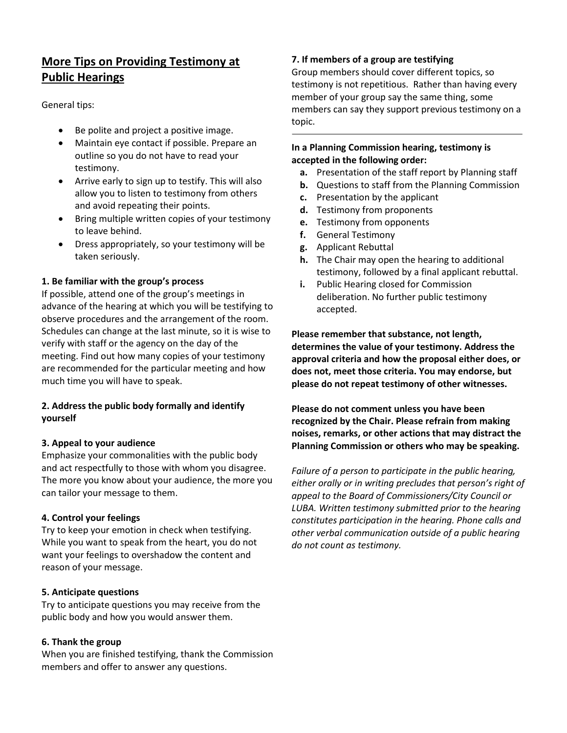## More Tips on Providing Testimony at Public Hearings

General tips:

- Be polite and project a positive image.
- Maintain eye contact if possible. Prepare an outline so you do not have to read your testimony.
- Arrive early to sign up to testify. This will also allow you to listen to testimony from others and avoid repeating their points.
- Bring multiple written copies of your testimony to leave behind.
- Dress appropriately, so your testimony will be taken seriously.

**1. Be familiar with the group's process**

If possible, attend one of the group's meetings in advance of the hearing at which you will be testifying to observe procedures and the arrangement of the room. Schedules can change at the last minute, so it is wise to verify with staff or the agency on the day of the meeting. Find out how many copies of your testimony are recommended for the particular meeting and how much time you will have to speak.

**2. Address the public body formally and identify yourself**

**3. Appeal to your audience**

Emphasize your commonalities with the public body and act respectfully to those with whom you disagree. The more you know about your audience, the more you can tailor your message to them.

**4. Control your feelings**

Try to keep your emotion in check when testifying. While you want to speak from the heart, you do not want your feelings to overshadow the content and reason of your message.

**5. Anticipate questions**

Try to anticipate questions you may receive from the public body and how you would answer them.

**6. Thank the group**

When you are finished testifying, thank the Commission members and offer to answer any questions.

**7. If members of a group are testifying**

Group members should cover different topics, so testimony is not repetitious. Rather than having every member of your group say the same thing, some members can say they support previous testimony on a topic.

---

**In a Planning Commission hearing, testimony is accepted in the following order:**

- **a.** Presentation of the staff report by Planning staff
- **b.** Questions to staff from the Planning Commission
- **c.** Presentation by the applicant
- **d.** Testimony from proponents
- **e.** Testimony from opponents
- **f.** General Testimony
- **g.** Applicant Rebuttal
- **h.** The Chair may open the hearing to additional testimony, followed by a final applicant rebuttal.
- **i.** Public Hearing closed for Commission deliberation. No further public testimony accepted.

**Please remember that substance, not length, determines the value of your testimony. Address the approval criteria and how the proposal either does, or does not, meet those criteria. You may endorse, but please do not repeat testimony of other witnesses.**

**Please do not comment unless you have been recognized by the Chair. Please refrain from making noises, remarks, or other actions that may distract the Planning Commission or others who may be speaking.**

*Failure of a person to participate in the public hearing, either orally or in writing precludes that person's right of appeal to the Board of Commissioners/City Council or LUBA. Written testimony submitted prior to the hearing constitutes participation in the hearing. Phone calls and other verbal communication outside of a public hearing do not count as testimony.*